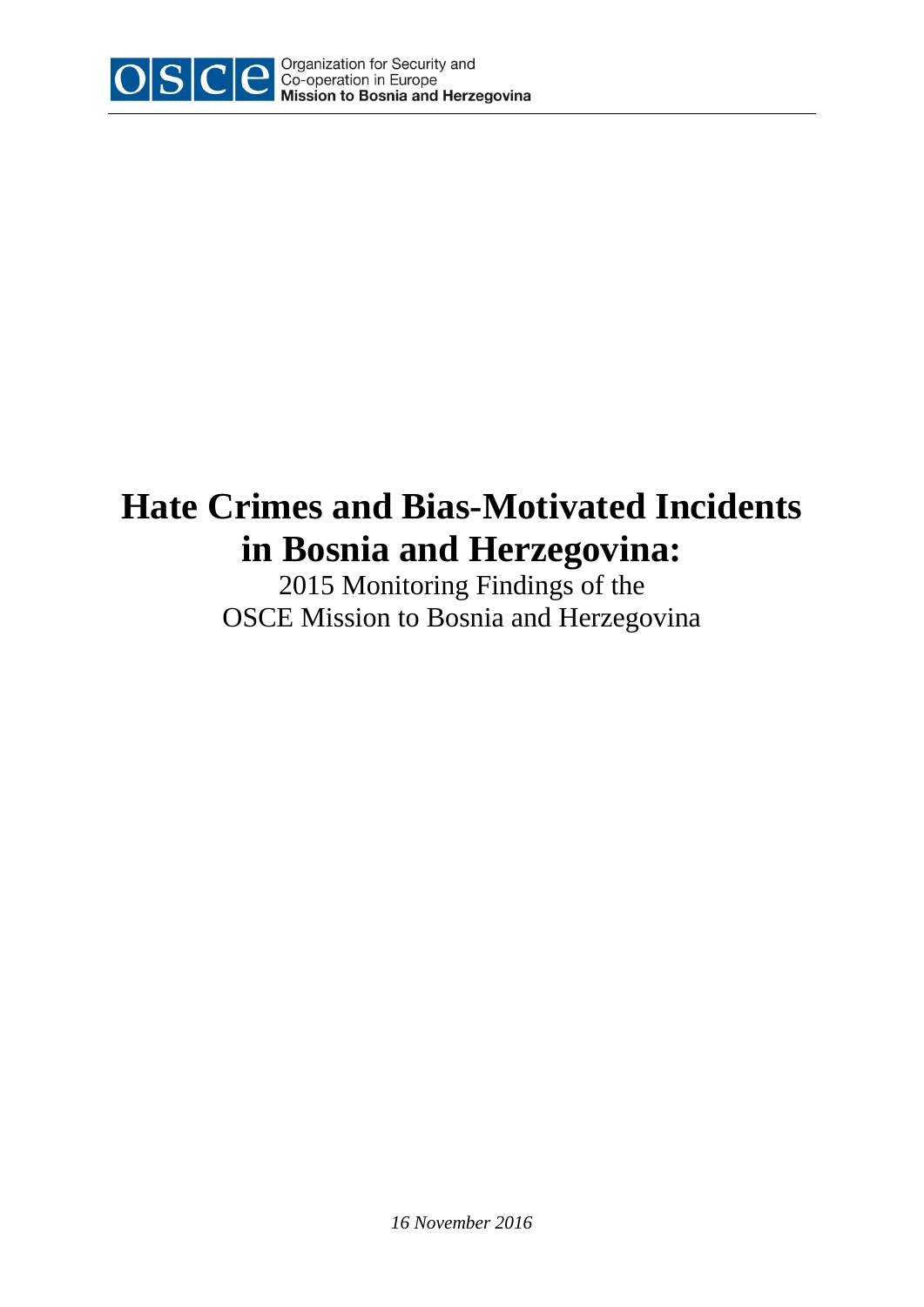OSCE Organization for Security and Co-operation in Europe
**Mission to Bosnia and Herzegovina**

# Hate Crimes and Bias-Motivated Incidents in Bosnia and Herzegovina:

2015 Monitoring Findings of the
OSCE Mission to Bosnia and Herzegovina

*16 November 2016*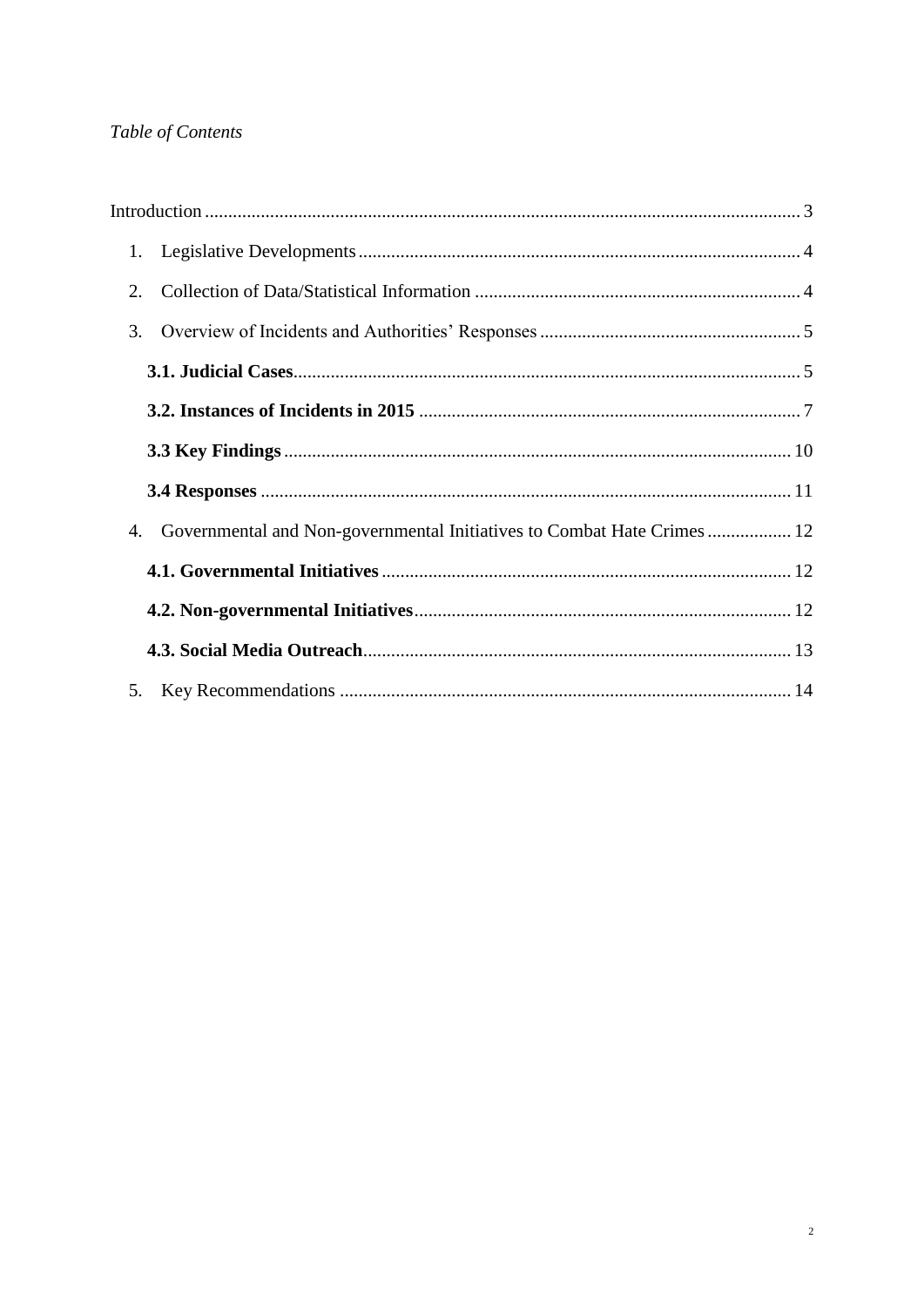*Table of Contents*

Introduction ..................................................................................................... 3

1. Legislative Developments ..................................................................................... 4
2. Collection of Data/Statistical Information ..................................................................... 4
3. Overview of Incidents and Authorities' Responses ..................................................................... 5
   - **3.1. Judicial Cases** ..................................................................................... 5
   - **3.2. Instances of Incidents in 2015** ..................................................................................... 7
   - **3.3 Key Findings** ..................................................................................... 10
   - **3.4 Responses** ..................................................................................... 11
4. Governmental and Non-governmental Initiatives to Combat Hate Crimes ..................................................................................... 12
   - **4.1. Governmental Initiatives** ..................................................................................... 12
   - **4.2. Non-governmental Initiatives** ..................................................................................... 12
   - **4.3. Social Media Outreach** ..................................................................................... 13
5. Key Recommendations ..................................................................................... 14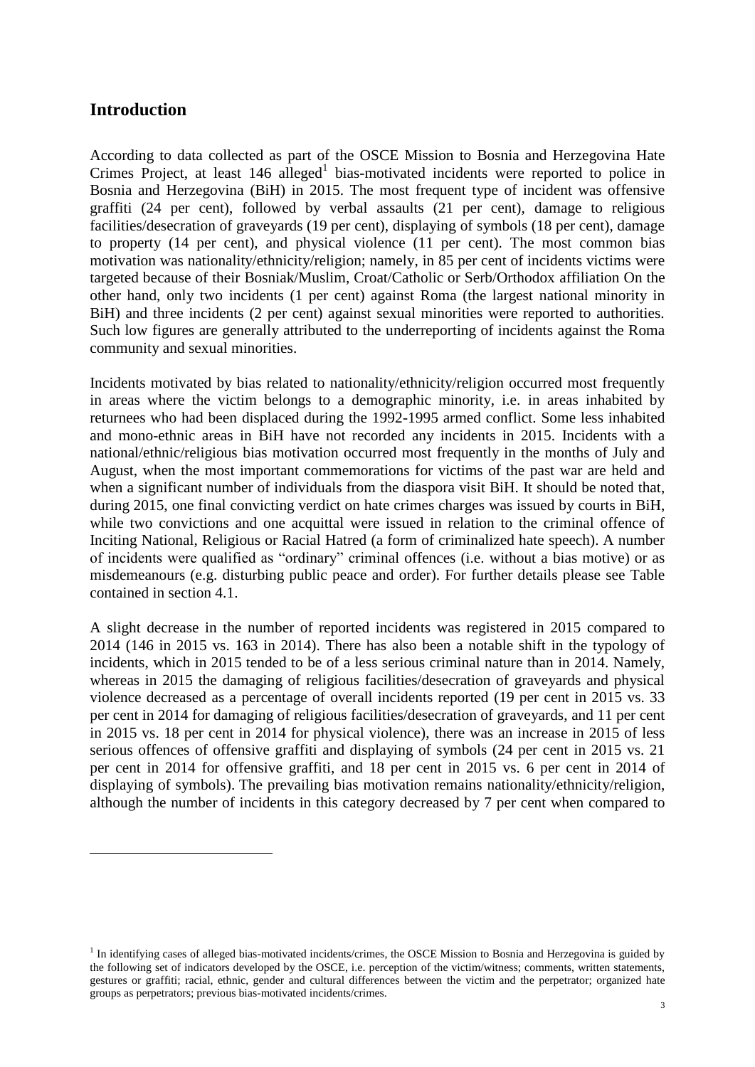## Introduction

According to data collected as part of the OSCE Mission to Bosnia and Herzegovina Hate Crimes Project, at least 146 alleged[1] bias-motivated incidents were reported to police in Bosnia and Herzegovina (BiH) in 2015. The most frequent type of incident was offensive graffiti (24 per cent), followed by verbal assaults (21 per cent), damage to religious facilities/desecration of graveyards (19 per cent), displaying of symbols (18 per cent), damage to property (14 per cent), and physical violence (11 per cent). The most common bias motivation was nationality/ethnicity/religion; namely, in 85 per cent of incidents victims were targeted because of their Bosniak/Muslim, Croat/Catholic or Serb/Orthodox affiliation On the other hand, only two incidents (1 per cent) against Roma (the largest national minority in BiH) and three incidents (2 per cent) against sexual minorities were reported to authorities. Such low figures are generally attributed to the underreporting of incidents against the Roma community and sexual minorities.

Incidents motivated by bias related to nationality/ethnicity/religion occurred most frequently in areas where the victim belongs to a demographic minority, i.e. in areas inhabited by returnees who had been displaced during the 1992-1995 armed conflict. Some less inhabited and mono-ethnic areas in BiH have not recorded any incidents in 2015. Incidents with a national/ethnic/religious bias motivation occurred most frequently in the months of July and August, when the most important commemorations for victims of the past war are held and when a significant number of individuals from the diaspora visit BiH. It should be noted that, during 2015, one final convicting verdict on hate crimes charges was issued by courts in BiH, while two convictions and one acquittal were issued in relation to the criminal offence of Inciting National, Religious or Racial Hatred (a form of criminalized hate speech). A number of incidents were qualified as "ordinary" criminal offences (i.e. without a bias motive) or as misdemeanours (e.g. disturbing public peace and order). For further details please see Table contained in section 4.1.

A slight decrease in the number of reported incidents was registered in 2015 compared to 2014 (146 in 2015 vs. 163 in 2014). There has also been a notable shift in the typology of incidents, which in 2015 tended to be of a less serious criminal nature than in 2014. Namely, whereas in 2015 the damaging of religious facilities/desecration of graveyards and physical violence decreased as a percentage of overall incidents reported (19 per cent in 2015 vs. 33 per cent in 2014 for damaging of religious facilities/desecration of graveyards, and 11 per cent in 2015 vs. 18 per cent in 2014 for physical violence), there was an increase in 2015 of less serious offences of offensive graffiti and displaying of symbols (24 per cent in 2015 vs. 21 per cent in 2014 for offensive graffiti, and 18 per cent in 2015 vs. 6 per cent in 2014 of displaying of symbols). The prevailing bias motivation remains nationality/ethnicity/religion, although the number of incidents in this category decreased by 7 per cent when compared to

[1] In identifying cases of alleged bias-motivated incidents/crimes, the OSCE Mission to Bosnia and Herzegovina is guided by the following set of indicators developed by the OSCE, i.e. perception of the victim/witness; comments, written statements, gestures or graffiti; racial, ethnic, gender and cultural differences between the victim and the perpetrator; organized hate groups as perpetrators; previous bias-motivated incidents/crimes.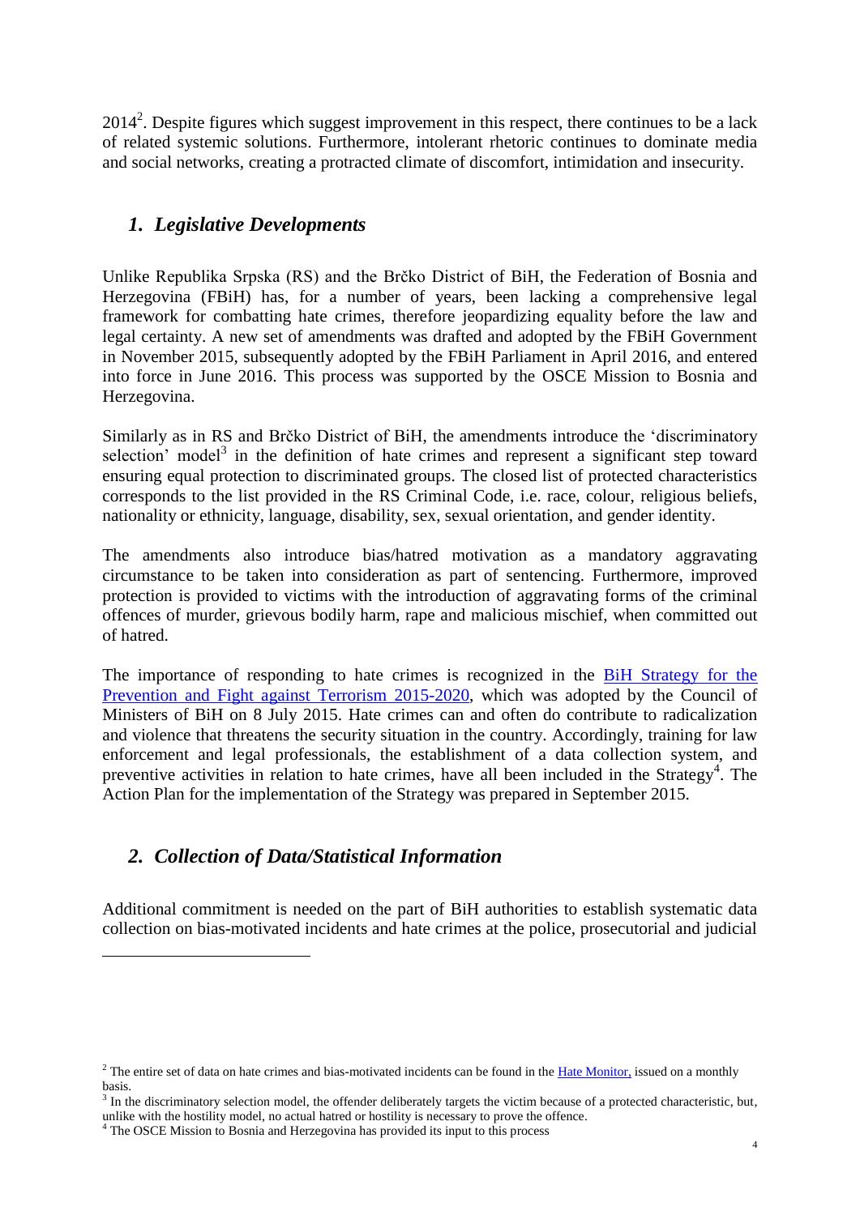2014[2]. Despite figures which suggest improvement in this respect, there continues to be a lack of related systemic solutions. Furthermore, intolerant rhetoric continues to dominate media and social networks, creating a protracted climate of discomfort, intimidation and insecurity.

## *1. Legislative Developments*

Unlike Republika Srpska (RS) and the Brčko District of BiH, the Federation of Bosnia and Herzegovina (FBiH) has, for a number of years, been lacking a comprehensive legal framework for combatting hate crimes, therefore jeopardizing equality before the law and legal certainty. A new set of amendments was drafted and adopted by the FBiH Government in November 2015, subsequently adopted by the FBiH Parliament in April 2016, and entered into force in June 2016. This process was supported by the OSCE Mission to Bosnia and Herzegovina.

Similarly as in RS and Brčko District of BiH, the amendments introduce the 'discriminatory selection' model[3] in the definition of hate crimes and represent a significant step toward ensuring equal protection to discriminated groups. The closed list of protected characteristics corresponds to the list provided in the RS Criminal Code, i.e. race, colour, religious beliefs, nationality or ethnicity, language, disability, sex, sexual orientation, and gender identity.

The amendments also introduce bias/hatred motivation as a mandatory aggravating circumstance to be taken into consideration as part of sentencing. Furthermore, improved protection is provided to victims with the introduction of aggravating forms of the criminal offences of murder, grievous bodily harm, rape and malicious mischief, when committed out of hatred.

The importance of responding to hate crimes is recognized in the [BiH Strategy for the Prevention and Fight against Terrorism 2015-2020](), which was adopted by the Council of Ministers of BiH on 8 July 2015. Hate crimes can and often do contribute to radicalization and violence that threatens the security situation in the country. Accordingly, training for law enforcement and legal professionals, the establishment of a data collection system, and preventive activities in relation to hate crimes, have all been included in the Strategy[4]. The Action Plan for the implementation of the Strategy was prepared in September 2015.

## *2. Collection of Data/Statistical Information*

Additional commitment is needed on the part of BiH authorities to establish systematic data collection on bias-motivated incidents and hate crimes at the police, prosecutorial and judicial

---

[2] The entire set of data on hate crimes and bias-motivated incidents can be found in the [Hate Monitor,]() issued on a monthly basis.

[3] In the discriminatory selection model, the offender deliberately targets the victim because of a protected characteristic, but, unlike with the hostility model, no actual hatred or hostility is necessary to prove the offence.

[4] The OSCE Mission to Bosnia and Herzegovina has provided its input to this process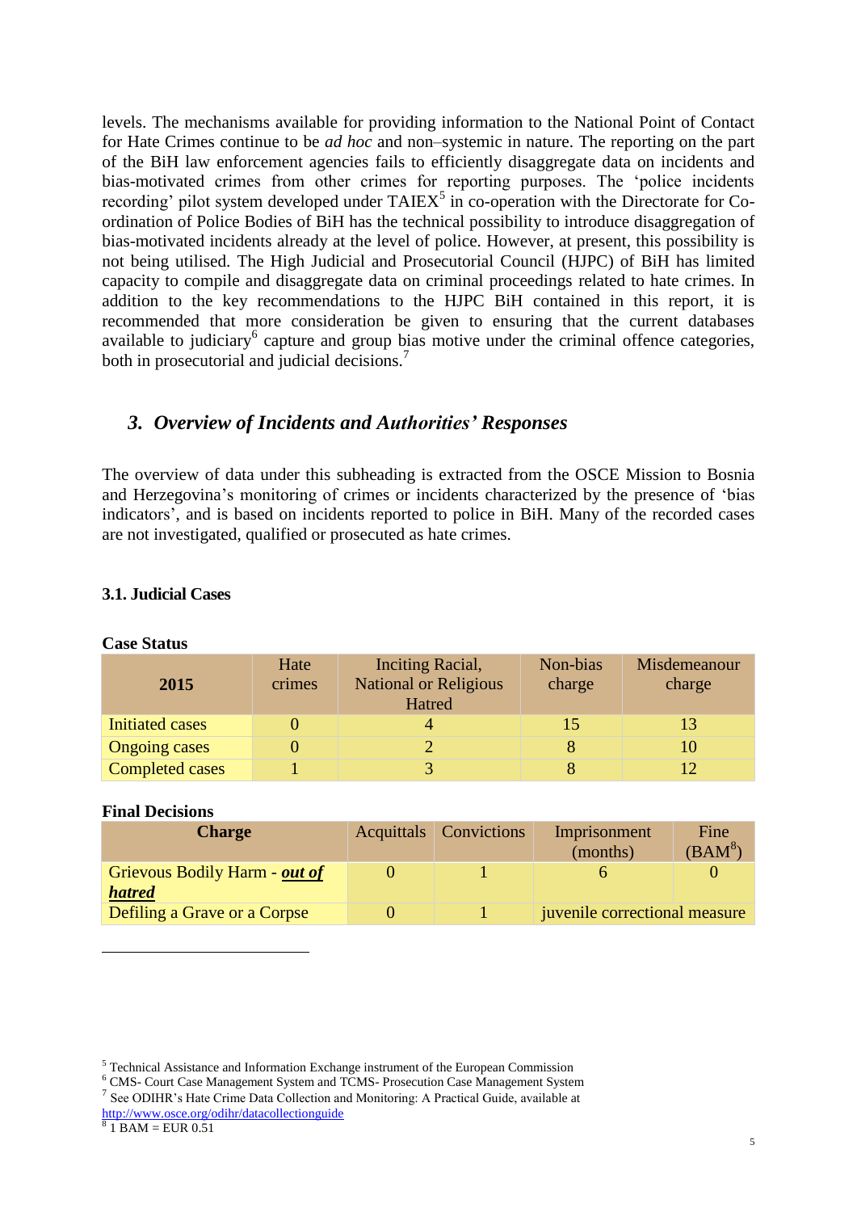levels. The mechanisms available for providing information to the National Point of Contact for Hate Crimes continue to be *ad hoc* and non–systemic in nature. The reporting on the part of the BiH law enforcement agencies fails to efficiently disaggregate data on incidents and bias-motivated crimes from other crimes for reporting purposes. The 'police incidents recording' pilot system developed under TAEX[5] in co-operation with the Directorate for Co-ordination of Police Bodies of BiH has the technical possibility to introduce disaggregation of bias-motivated incidents already at the level of police. However, at present, this possibility is not being utilised. The High Judicial and Prosecutorial Council (HJPC) of BiH has limited capacity to compile and disaggregate data on criminal proceedings related to hate crimes. In addition to the key recommendations to the HJPC BiH contained in this report, it is recommended that more consideration be given to ensuring that the current databases available to judiciary[6] capture and group bias motive under the criminal offence categories, both in prosecutorial and judicial decisions.[7]

## *3. Overview of Incidents and Authorities' Responses*

The overview of data under this subheading is extracted from the OSCE Mission to Bosnia and Herzegovina's monitoring of crimes or incidents characterized by the presence of 'bias indicators', and is based on incidents reported to police in BiH. Many of the recorded cases are not investigated, qualified or prosecuted as hate crimes.

### 3.1. Judicial Cases

**Case Status**

| 2015 | Hate crimes | Inciting Racial, National or Religious Hatred | Non-bias charge | Misdemeanour charge |
|---|---|---|---|---|
| Initiated cases | 0 | 4 | 15 | 13 |
| Ongoing cases | 0 | 2 | 8 | 10 |
| Completed cases | 1 | 3 | 8 | 12 |

**Final Decisions**

| Charge | Acquittals | Convictions | Imprisonment (months) | Fine (BAM[8]) |
|---|---|---|---|---|
| Grievous Bodily Harm - ***out of hatred*** | 0 | 1 | 6 | 0 |
| Defiling a Grave or a Corpse | 0 | 1 | juvenile correctional measure | |

[5] Technical Assistance and Information Exchange instrument of the European Commission

[6] CMS- Court Case Management System and TCMS- Prosecution Case Management System

[7] See ODIHR's Hate Crime Data Collection and Monitoring: A Practical Guide, available at http://www.osce.org/odihr/datacollectionguide

[8] 1 BAM = EUR 0.51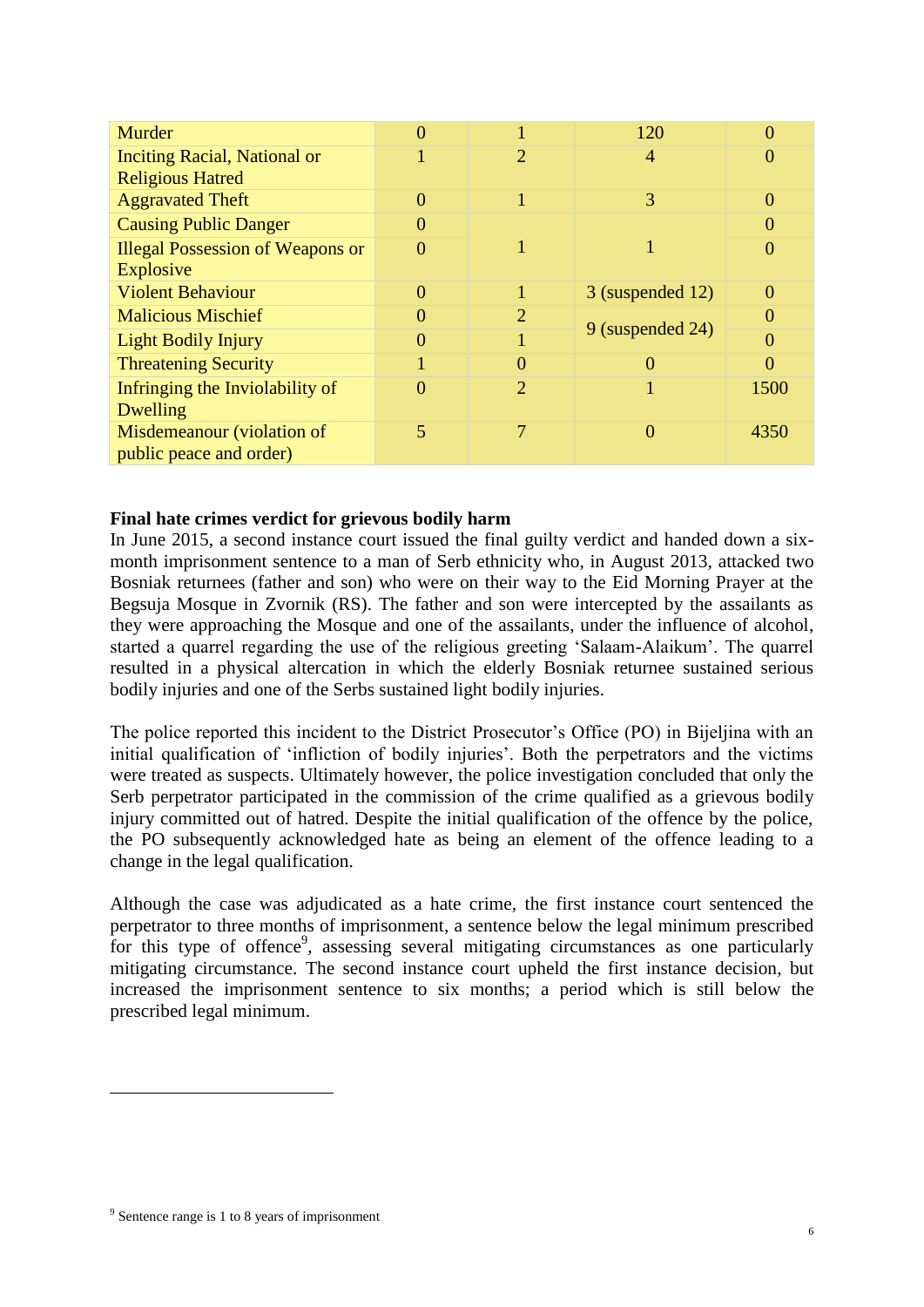| | | | | |
|---|---|---|---|---|
| Murder | 0 | 1 | 120 | 0 |
| Inciting Racial, National or Religious Hatred | 1 | 2 | 4 | 0 |
| Aggravated Theft | 0 | 1 | 3 | 0 |
| Causing Public Danger | 0 | 1 | 1 | 0 |
| Illegal Possession of Weapons or Explosive | 0 | | | 0 |
| Violent Behaviour | 0 | 1 | 3 (suspended 12) | 0 |
| Malicious Mischief | 0 | 2 | 9 (suspended 24) | 0 |
| Light Bodily Injury | 0 | 1 | | 0 |
| Threatening Security | 1 | 0 | 0 | 0 |
| Infringing the Inviolability of Dwelling | 0 | 2 | 1 | 1500 |
| Misdemeanour (violation of public peace and order) | 5 | 7 | 0 | 4350 |

**Final hate crimes verdict for grievous bodily harm**

In June 2015, a second instance court issued the final guilty verdict and handed down a six-month imprisonment sentence to a man of Serb ethnicity who, in August 2013, attacked two Bosniak returnees (father and son) who were on their way to the Eid Morning Prayer at the Begsuja Mosque in Zvornik (RS). The father and son were intercepted by the assailants as they were approaching the Mosque and one of the assailants, under the influence of alcohol, started a quarrel regarding the use of the religious greeting 'Salaam-Alaikum'. The quarrel resulted in a physical altercation in which the elderly Bosniak returnee sustained serious bodily injuries and one of the Serbs sustained light bodily injuries.

The police reported this incident to the District Prosecutor's Office (PO) in Bijeljina with an initial qualification of 'infliction of bodily injuries'. Both the perpetrators and the victims were treated as suspects. Ultimately however, the police investigation concluded that only the Serb perpetrator participated in the commission of the crime qualified as a grievous bodily injury committed out of hatred. Despite the initial qualification of the offence by the police, the PO subsequently acknowledged hate as being an element of the offence leading to a change in the legal qualification.

Although the case was adjudicated as a hate crime, the first instance court sentenced the perpetrator to three months of imprisonment, a sentence below the legal minimum prescribed for this type of offence[9], assessing several mitigating circumstances as one particularly mitigating circumstance. The second instance court upheld the first instance decision, but increased the imprisonment sentence to six months; a period which is still below the prescribed legal minimum.

[9] Sentence range is 1 to 8 years of imprisonment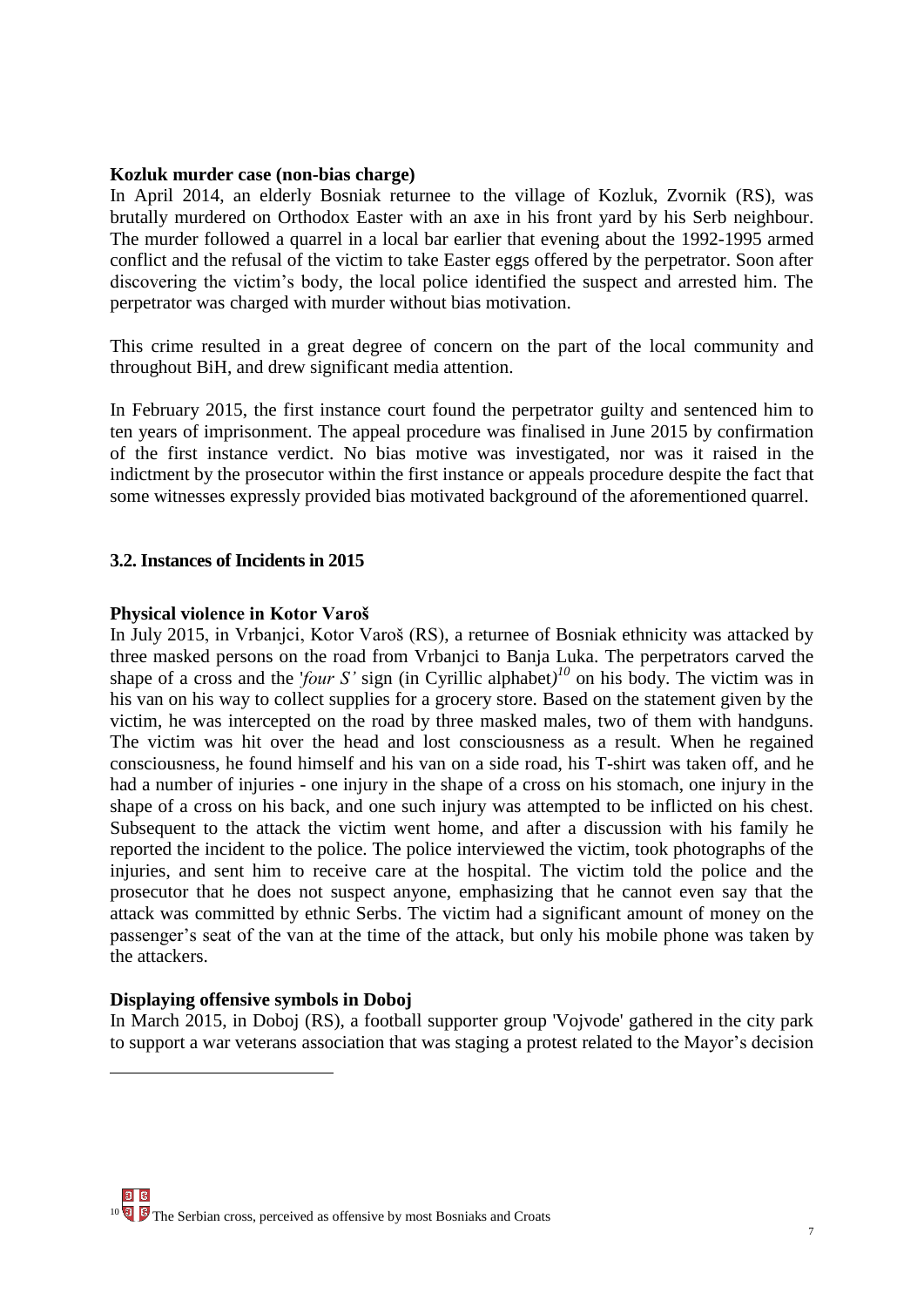**Kozluk murder case (non-bias charge)**

In April 2014, an elderly Bosniak returnee to the village of Kozluk, Zvornik (RS), was brutally murdered on Orthodox Easter with an axe in his front yard by his Serb neighbour. The murder followed a quarrel in a local bar earlier that evening about the 1992-1995 armed conflict and the refusal of the victim to take Easter eggs offered by the perpetrator. Soon after discovering the victim's body, the local police identified the suspect and arrested him. The perpetrator was charged with murder without bias motivation.

This crime resulted in a great degree of concern on the part of the local community and throughout BiH, and drew significant media attention.

In February 2015, the first instance court found the perpetrator guilty and sentenced him to ten years of imprisonment. The appeal procedure was finalised in June 2015 by confirmation of the first instance verdict. No bias motive was investigated, nor was it raised in the indictment by the prosecutor within the first instance or appeals procedure despite the fact that some witnesses expressly provided bias motivated background of the aforementioned quarrel.

### 3.2. Instances of Incidents in 2015

**Physical violence in Kotor Varoš**

In July 2015, in Vrbanjci, Kotor Varoš (RS), a returnee of Bosniak ethnicity was attacked by three masked persons on the road from Vrbanjci to Banja Luka. The perpetrators carved the shape of a cross and the '*four S'* sign (in Cyrillic alphabet*)*[10] on his body. The victim was in his van on his way to collect supplies for a grocery store. Based on the statement given by the victim, he was intercepted on the road by three masked males, two of them with handguns. The victim was hit over the head and lost consciousness as a result. When he regained consciousness, he found himself and his van on a side road, his T-shirt was taken off, and he had a number of injuries - one injury in the shape of a cross on his stomach, one injury in the shape of a cross on his back, and one such injury was attempted to be inflicted on his chest. Subsequent to the attack the victim went home, and after a discussion with his family he reported the incident to the police. The police interviewed the victim, took photographs of the injuries, and sent him to receive care at the hospital. The victim told the police and the prosecutor that he does not suspect anyone, emphasizing that he cannot even say that the attack was committed by ethnic Serbs. The victim had a significant amount of money on the passenger's seat of the van at the time of the attack, but only his mobile phone was taken by the attackers.

**Displaying offensive symbols in Doboj**

In March 2015, in Doboj (RS), a football supporter group 'Vojvode' gathered in the city park to support a war veterans association that was staging a protest related to the Mayor's decision

---

[10] The Serbian cross, perceived as offensive by most Bosniaks and Croats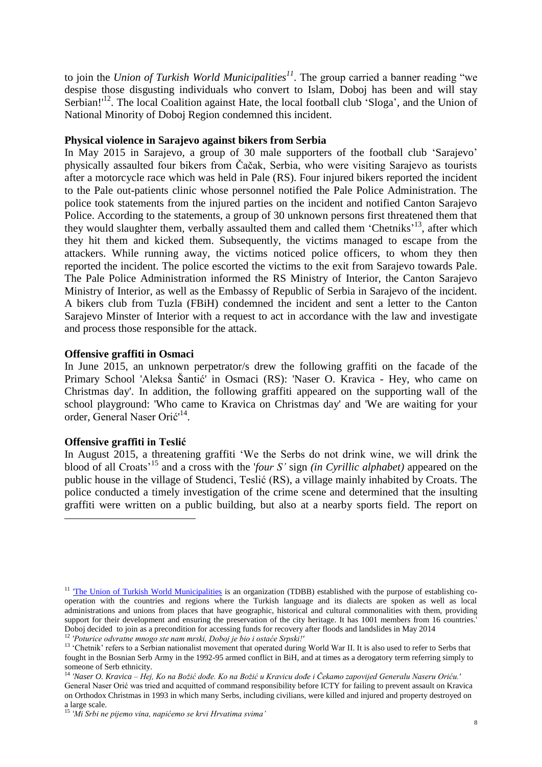to join the *Union of Turkish World Municipalities*[11]. The group carried a banner reading "we despise those disgusting individuals who convert to Islam, Doboj has been and will stay Serbian!'[12]. The local Coalition against Hate, the local football club 'Sloga', and the Union of National Minority of Doboj Region condemned this incident.

**Physical violence in Sarajevo against bikers from Serbia**

In May 2015 in Sarajevo, a group of 30 male supporters of the football club 'Sarajevo' physically assaulted four bikers from Čačak, Serbia, who were visiting Sarajevo as tourists after a motorcycle race which was held in Pale (RS). Four injured bikers reported the incident to the Pale out-patients clinic whose personnel notified the Pale Police Administration. The police took statements from the injured parties on the incident and notified Canton Sarajevo Police. According to the statements, a group of 30 unknown persons first threatened them that they would slaughter them, verbally assaulted them and called them 'Chetniks'[13], after which they hit them and kicked them. Subsequently, the victims managed to escape from the attackers. While running away, the victims noticed police officers, to whom they then reported the incident. The police escorted the victims to the exit from Sarajevo towards Pale. The Pale Police Administration informed the RS Ministry of Interior, the Canton Sarajevo Ministry of Interior, as well as the Embassy of Republic of Serbia in Sarajevo of the incident. A bikers club from Tuzla (FBiH) condemned the incident and sent a letter to the Canton Sarajevo Minster of Interior with a request to act in accordance with the law and investigate and process those responsible for the attack.

**Offensive graffiti in Osmaci**

In June 2015, an unknown perpetrator/s drew the following graffiti on the facade of the Primary School 'Aleksa Šantić' in Osmaci (RS): 'Naser O. Kravica - Hey, who came on Christmas day'. In addition, the following graffiti appeared on the supporting wall of the school playground: 'Who came to Kravica on Christmas day' and 'We are waiting for your order, General Naser Orić'[14].

**Offensive graffiti in Teslić**

In August 2015, a threatening graffiti 'We the Serbs do not drink wine, we will drink the blood of all Croats'[15] and a cross with the '*four S'* sign *(in Cyrillic alphabet)* appeared on the public house in the village of Studenci, Teslić (RS), a village mainly inhabited by Croats. The police conducted a timely investigation of the crime scene and determined that the insulting graffiti were written on a public building, but also at a nearby sports field. The report on

---

[11] 'The Union of Turkish World Municipalities is an organization (TDBB) established with the purpose of establishing co-operation with the countries and regions where the Turkish language and its dialects are spoken as well as local administrations and unions from places that have geographic, historical and cultural commonalities with them, providing support for their development and ensuring the preservation of the city heritage. It has 1001 members from 16 countries.' Doboj decided to join as a precondition for accessing funds for recovery after floods and landslides in May 2014

[12] *'Poturice odvratne mnogo ste nam mrski, Doboj je bio i ostaće Srpski!'*

[13] 'Chetnik' refers to a Serbian nationalist movement that operated during World War II. It is also used to refer to Serbs that fought in the Bosnian Serb Army in the 1992-95 armed conflict in BiH, and at times as a derogatory term referring simply to someone of Serb ethnicity.

[14] *'Naser O. Kravica – Hej, Ko na Božić dođe. Ko na Božić u Kravicu dođe i Čekamo zapovijed Generalu Naseru Oriću.'* General Naser Orić was tried and acquitted of command responsibility before ICTY for failing to prevent assault on Kravica on Orthodox Christmas in 1993 in which many Serbs, including civilians, were killed and injured and property destroyed on a large scale.

[15] *'Mi Srbi ne pijemo vina, napićemo se krvi Hrvatima svima'*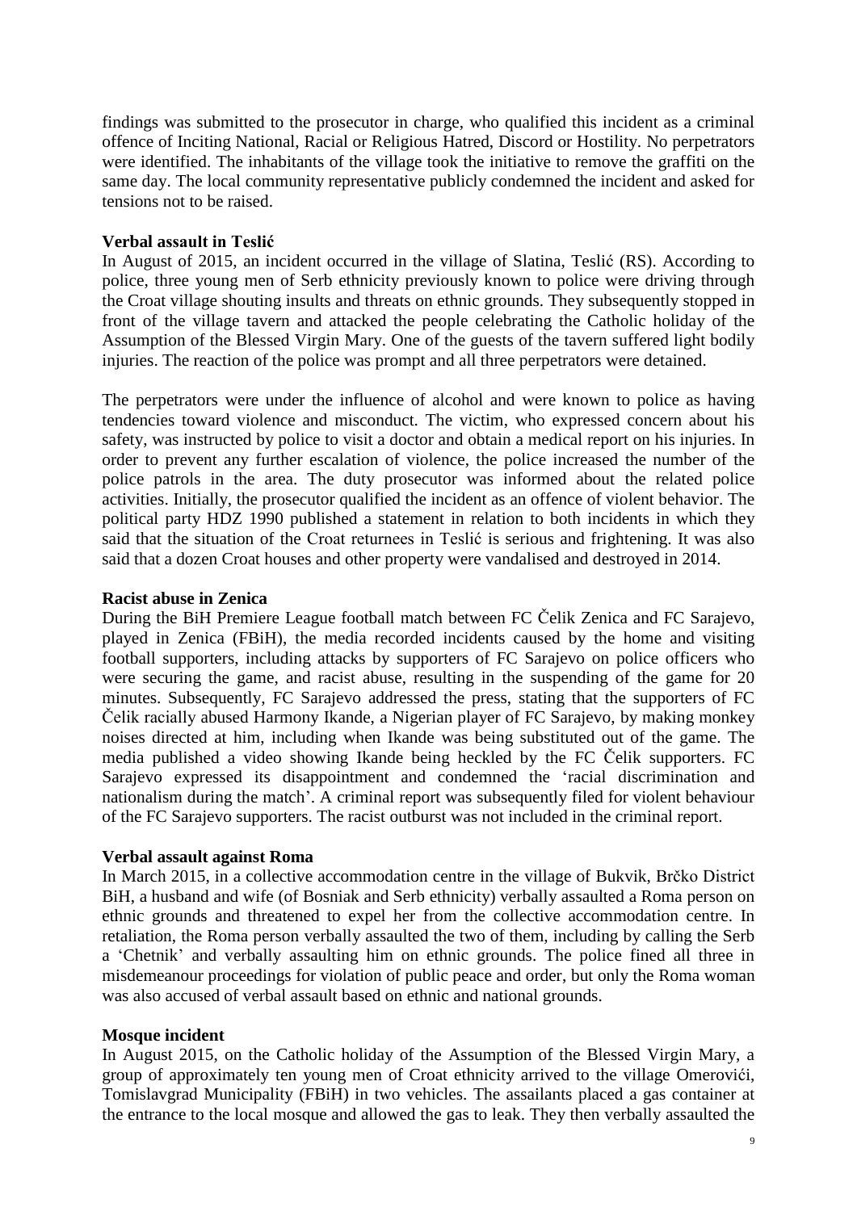findings was submitted to the prosecutor in charge, who qualified this incident as a criminal offence of Inciting National, Racial or Religious Hatred, Discord or Hostility. No perpetrators were identified. The inhabitants of the village took the initiative to remove the graffiti on the same day. The local community representative publicly condemned the incident and asked for tensions not to be raised.

**Verbal assault in Teslić**

In August of 2015, an incident occurred in the village of Slatina, Teslić (RS). According to police, three young men of Serb ethnicity previously known to police were driving through the Croat village shouting insults and threats on ethnic grounds. They subsequently stopped in front of the village tavern and attacked the people celebrating the Catholic holiday of the Assumption of the Blessed Virgin Mary. One of the guests of the tavern suffered light bodily injuries. The reaction of the police was prompt and all three perpetrators were detained.

The perpetrators were under the influence of alcohol and were known to police as having tendencies toward violence and misconduct. The victim, who expressed concern about his safety, was instructed by police to visit a doctor and obtain a medical report on his injuries. In order to prevent any further escalation of violence, the police increased the number of the police patrols in the area. The duty prosecutor was informed about the related police activities. Initially, the prosecutor qualified the incident as an offence of violent behavior. The political party HDZ 1990 published a statement in relation to both incidents in which they said that the situation of the Croat returnees in Teslić is serious and frightening. It was also said that a dozen Croat houses and other property were vandalised and destroyed in 2014.

**Racist abuse in Zenica**

During the BiH Premiere League football match between FC Čelik Zenica and FC Sarajevo, played in Zenica (FBiH), the media recorded incidents caused by the home and visiting football supporters, including attacks by supporters of FC Sarajevo on police officers who were securing the game, and racist abuse, resulting in the suspending of the game for 20 minutes. Subsequently, FC Sarajevo addressed the press, stating that the supporters of FC Čelik racially abused Harmony Ikande, a Nigerian player of FC Sarajevo, by making monkey noises directed at him, including when Ikande was being substituted out of the game. The media published a video showing Ikande being heckled by the FC Čelik supporters. FC Sarajevo expressed its disappointment and condemned the 'racial discrimination and nationalism during the match'. A criminal report was subsequently filed for violent behaviour of the FC Sarajevo supporters. The racist outburst was not included in the criminal report.

**Verbal assault against Roma**

In March 2015, in a collective accommodation centre in the village of Bukvik, Brčko District BiH, a husband and wife (of Bosniak and Serb ethnicity) verbally assaulted a Roma person on ethnic grounds and threatened to expel her from the collective accommodation centre. In retaliation, the Roma person verbally assaulted the two of them, including by calling the Serb a 'Chetnik' and verbally assaulting him on ethnic grounds. The police fined all three in misdemeanour proceedings for violation of public peace and order, but only the Roma woman was also accused of verbal assault based on ethnic and national grounds.

**Mosque incident**

In August 2015, on the Catholic holiday of the Assumption of the Blessed Virgin Mary, a group of approximately ten young men of Croat ethnicity arrived to the village Omerovići, Tomislavgrad Municipality (FBiH) in two vehicles. The assailants placed a gas container at the entrance to the local mosque and allowed the gas to leak. They then verbally assaulted the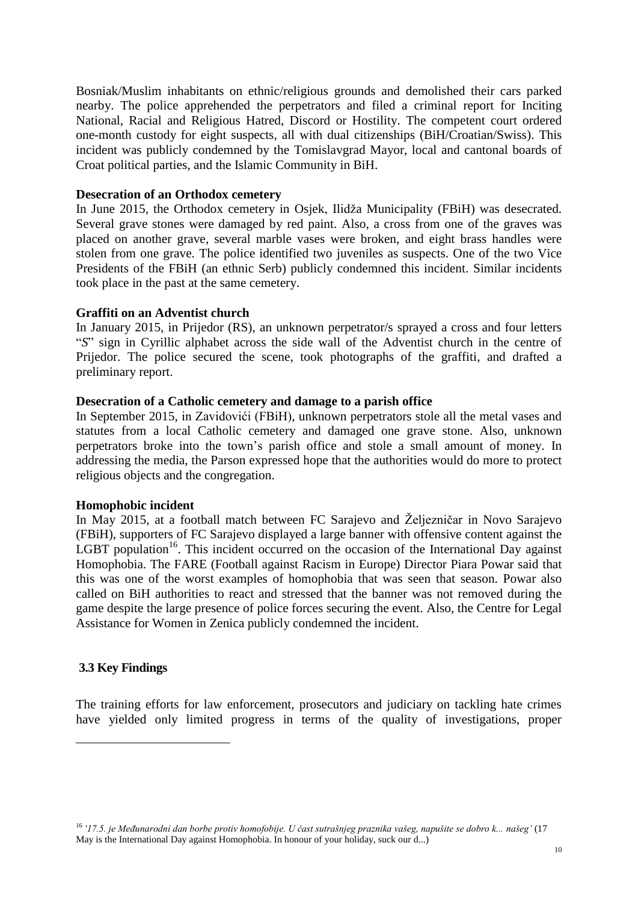Bosniak/Muslim inhabitants on ethnic/religious grounds and demolished their cars parked nearby. The police apprehended the perpetrators and filed a criminal report for Inciting National, Racial and Religious Hatred, Discord or Hostility. The competent court ordered one-month custody for eight suspects, all with dual citizenships (BiH/Croatian/Swiss). This incident was publicly condemned by the Tomislavgrad Mayor, local and cantonal boards of Croat political parties, and the Islamic Community in BiH.

**Desecration of an Orthodox cemetery**
In June 2015, the Orthodox cemetery in Osjek, Ilidža Municipality (FBiH) was desecrated. Several grave stones were damaged by red paint. Also, a cross from one of the graves was placed on another grave, several marble vases were broken, and eight brass handles were stolen from one grave. The police identified two juveniles as suspects. One of the two Vice Presidents of the FBiH (an ethnic Serb) publicly condemned this incident. Similar incidents took place in the past at the same cemetery.

**Graffiti on an Adventist church**
In January 2015, in Prijedor (RS), an unknown perpetrator/s sprayed a cross and four letters "*S*" sign in Cyrillic alphabet across the side wall of the Adventist church in the centre of Prijedor. The police secured the scene, took photographs of the graffiti, and drafted a preliminary report.

**Desecration of a Catholic cemetery and damage to a parish office**
In September 2015, in Zavidovići (FBiH), unknown perpetrators stole all the metal vases and statutes from a local Catholic cemetery and damaged one grave stone. Also, unknown perpetrators broke into the town's parish office and stole a small amount of money. In addressing the media, the Parson expressed hope that the authorities would do more to protect religious objects and the congregation.

**Homophobic incident**
In May 2015, at a football match between FC Sarajevo and Željezničar in Novo Sarajevo (FBiH), supporters of FC Sarajevo displayed a large banner with offensive content against the LGBT population[16]. This incident occurred on the occasion of the International Day against Homophobia. The FARE (Football against Racism in Europe) Director Piara Powar said that this was one of the worst examples of homophobia that was seen that season. Powar also called on BiH authorities to react and stressed that the banner was not removed during the game despite the large presence of police forces securing the event. Also, the Centre for Legal Assistance for Women in Zenica publicly condemned the incident.

## 3.3 Key Findings

The training efforts for law enforcement, prosecutors and judiciary on tackling hate crimes have yielded only limited progress in terms of the quality of investigations, proper

[16] *'17.5. je Međunarodni dan borbe protiv homofobije. U čast sutrašnjeg praznika vašeg, napušite se dobro k... našeg'* (17 May is the International Day against Homophobia. In honour of your holiday, suck our d...)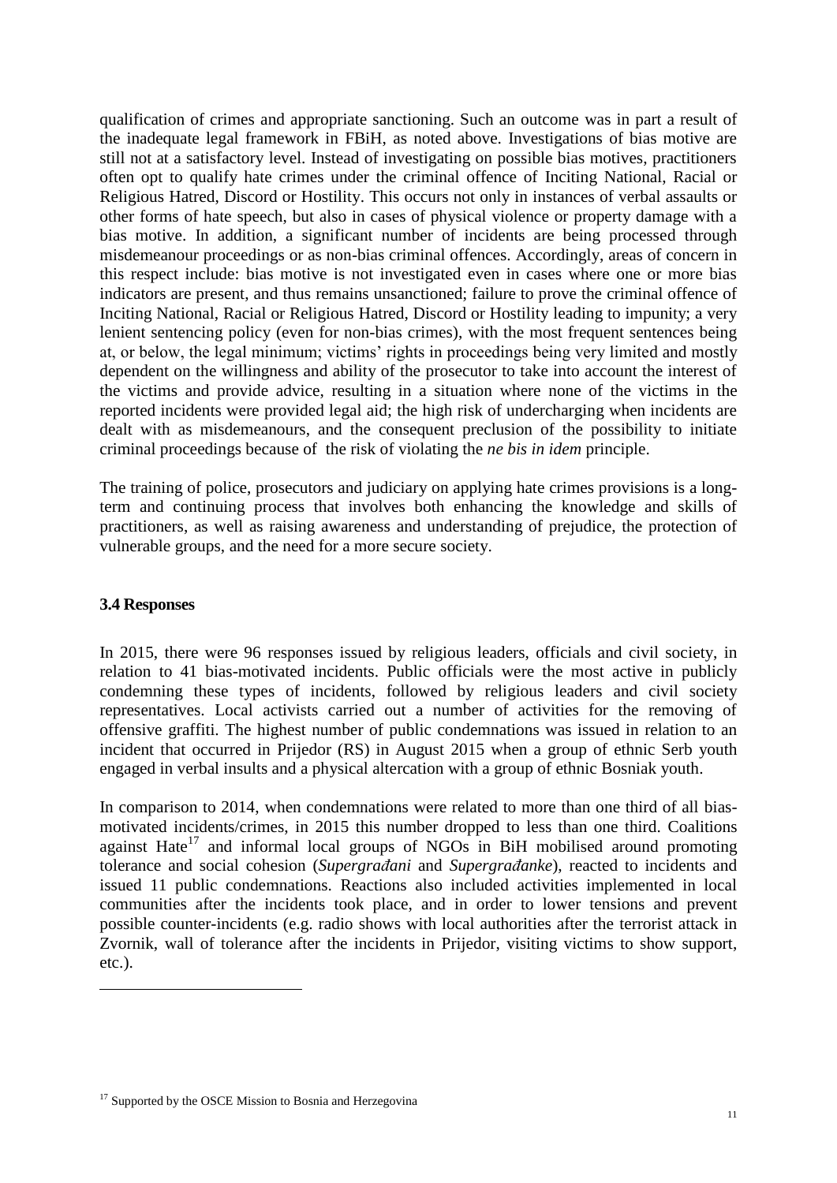qualification of crimes and appropriate sanctioning. Such an outcome was in part a result of the inadequate legal framework in FBiH, as noted above. Investigations of bias motive are still not at a satisfactory level. Instead of investigating on possible bias motives, practitioners often opt to qualify hate crimes under the criminal offence of Inciting National, Racial or Religious Hatred, Discord or Hostility. This occurs not only in instances of verbal assaults or other forms of hate speech, but also in cases of physical violence or property damage with a bias motive. In addition, a significant number of incidents are being processed through misdemeanour proceedings or as non-bias criminal offences. Accordingly, areas of concern in this respect include: bias motive is not investigated even in cases where one or more bias indicators are present, and thus remains unsanctioned; failure to prove the criminal offence of Inciting National, Racial or Religious Hatred, Discord or Hostility leading to impunity; a very lenient sentencing policy (even for non-bias crimes), with the most frequent sentences being at, or below, the legal minimum; victims' rights in proceedings being very limited and mostly dependent on the willingness and ability of the prosecutor to take into account the interest of the victims and provide advice, resulting in a situation where none of the victims in the reported incidents were provided legal aid; the high risk of undercharging when incidents are dealt with as misdemeanours, and the consequent preclusion of the possibility to initiate criminal proceedings because of the risk of violating the *ne bis in idem* principle.

The training of police, prosecutors and judiciary on applying hate crimes provisions is a long-term and continuing process that involves both enhancing the knowledge and skills of practitioners, as well as raising awareness and understanding of prejudice, the protection of vulnerable groups, and the need for a more secure society.

### 3.4 Responses

In 2015, there were 96 responses issued by religious leaders, officials and civil society, in relation to 41 bias-motivated incidents. Public officials were the most active in publicly condemning these types of incidents, followed by religious leaders and civil society representatives. Local activists carried out a number of activities for the removing of offensive graffiti. The highest number of public condemnations was issued in relation to an incident that occurred in Prijedor (RS) in August 2015 when a group of ethnic Serb youth engaged in verbal insults and a physical altercation with a group of ethnic Bosniak youth.

In comparison to 2014, when condemnations were related to more than one third of all bias-motivated incidents/crimes, in 2015 this number dropped to less than one third. Coalitions against Hate[17] and informal local groups of NGOs in BiH mobilised around promoting tolerance and social cohesion (*Supergrađani* and *Supergrađanke*), reacted to incidents and issued 11 public condemnations. Reactions also included activities implemented in local communities after the incidents took place, and in order to lower tensions and prevent possible counter-incidents (e.g. radio shows with local authorities after the terrorist attack in Zvornik, wall of tolerance after the incidents in Prijedor, visiting victims to show support, etc.).

[17] Supported by the OSCE Mission to Bosnia and Herzegovina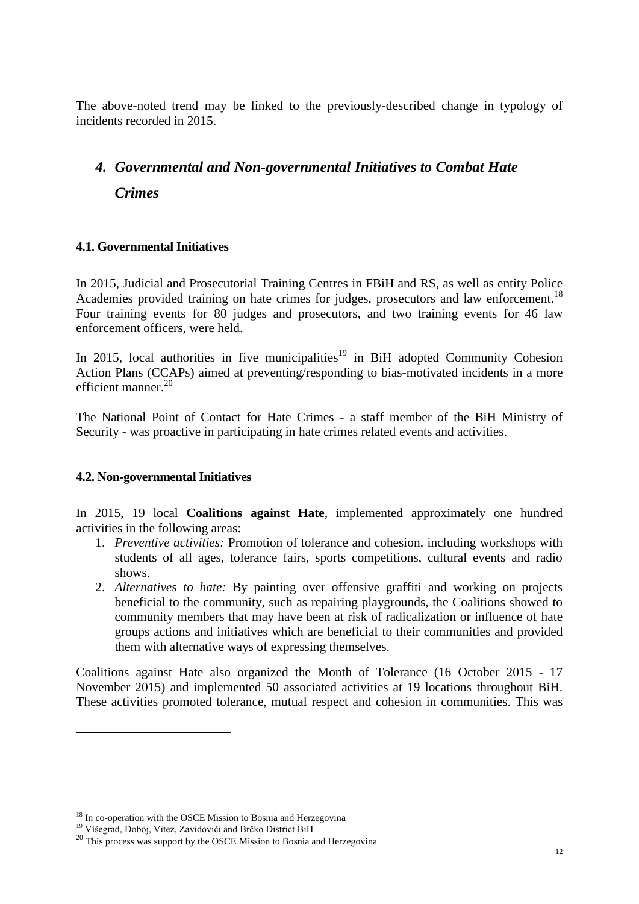The above-noted trend may be linked to the previously-described change in typology of incidents recorded in 2015.

## *4. Governmental and Non-governmental Initiatives to Combat Hate Crimes*

### 4.1. Governmental Initiatives

In 2015, Judicial and Prosecutorial Training Centres in FBiH and RS, as well as entity Police Academies provided training on hate crimes for judges, prosecutors and law enforcement.[18] Four training events for 80 judges and prosecutors, and two training events for 46 law enforcement officers, were held.

In 2015, local authorities in five municipalities[19] in BiH adopted Community Cohesion Action Plans (CCAPs) aimed at preventing/responding to bias-motivated incidents in a more efficient manner.[20]

The National Point of Contact for Hate Crimes - a staff member of the BiH Ministry of Security - was proactive in participating in hate crimes related events and activities.

### 4.2. Non-governmental Initiatives

In 2015, 19 local **Coalitions against Hate**, implemented approximately one hundred activities in the following areas:

1. *Preventive activities:* Promotion of tolerance and cohesion, including workshops with students of all ages, tolerance fairs, sports competitions, cultural events and radio shows.
2. *Alternatives to hate:* By painting over offensive graffiti and working on projects beneficial to the community, such as repairing playgrounds, the Coalitions showed to community members that may have been at risk of radicalization or influence of hate groups actions and initiatives which are beneficial to their communities and provided them with alternative ways of expressing themselves.

Coalitions against Hate also organized the Month of Tolerance (16 October 2015 - 17 November 2015) and implemented 50 associated activities at 19 locations throughout BiH. These activities promoted tolerance, mutual respect and cohesion in communities. This was

---

[18] In co-operation with the OSCE Mission to Bosnia and Herzegovina

[19] Višegrad, Doboj, Vitez, Zavidovići and Brčko District BiH

[20] This process was support by the OSCE Mission to Bosnia and Herzegovina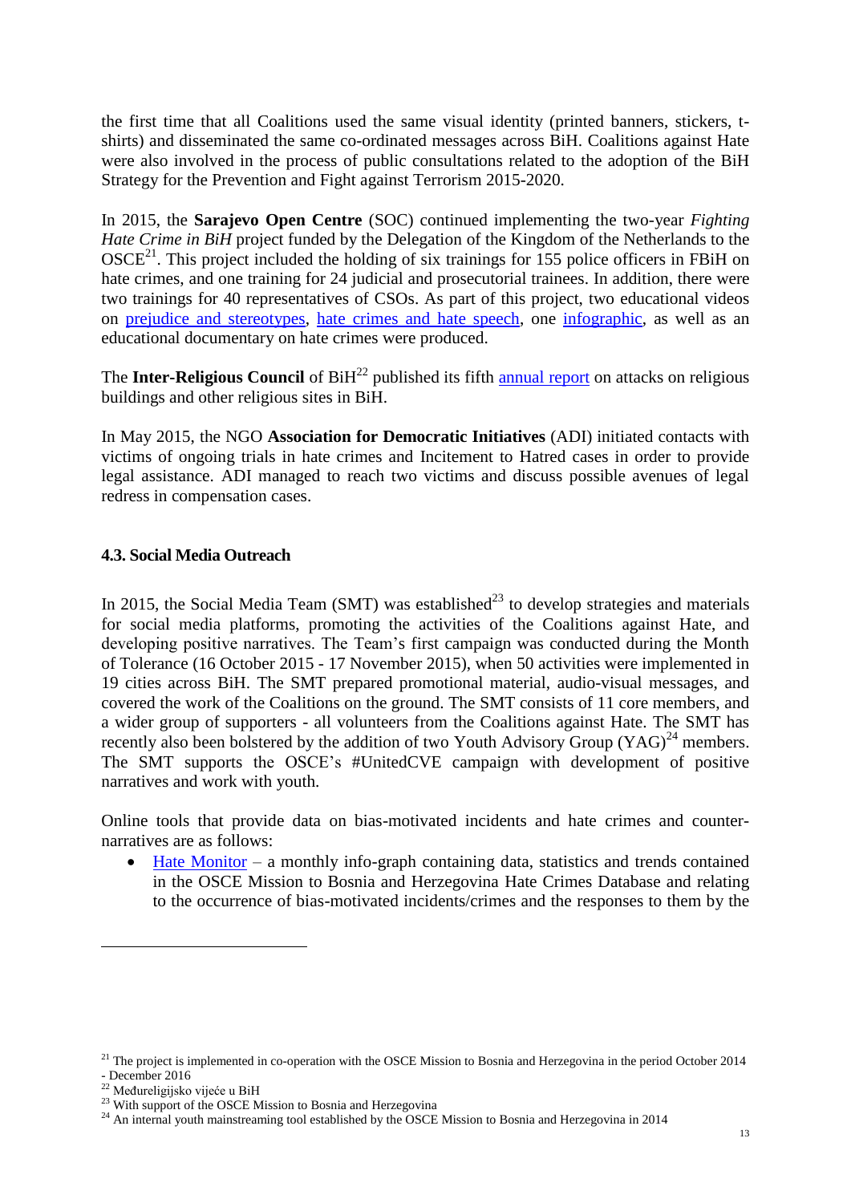the first time that all Coalitions used the same visual identity (printed banners, stickers, t-shirts) and disseminated the same co-ordinated messages across BiH. Coalitions against Hate were also involved in the process of public consultations related to the adoption of the BiH Strategy for the Prevention and Fight against Terrorism 2015-2020.

In 2015, the **Sarajevo Open Centre** (SOC) continued implementing the two-year *Fighting Hate Crime in BiH* project funded by the Delegation of the Kingdom of the Netherlands to the OSCE[21]. This project included the holding of six trainings for 155 police officers in FBiH on hate crimes, and one training for 24 judicial and prosecutorial trainees. In addition, there were two trainings for 40 representatives of CSOs. As part of this project, two educational videos on prejudice and stereotypes, hate crimes and hate speech, one infographic, as well as an educational documentary on hate crimes were produced.

The **Inter-Religious Council** of BiH[22] published its fifth annual report on attacks on religious buildings and other religious sites in BiH.

In May 2015, the NGO **Association for Democratic Initiatives** (ADI) initiated contacts with victims of ongoing trials in hate crimes and Incitement to Hatred cases in order to provide legal assistance. ADI managed to reach two victims and discuss possible avenues of legal redress in compensation cases.

### 4.3. Social Media Outreach

In 2015, the Social Media Team (SMT) was established[23] to develop strategies and materials for social media platforms, promoting the activities of the Coalitions against Hate, and developing positive narratives. The Team's first campaign was conducted during the Month of Tolerance (16 October 2015 - 17 November 2015), when 50 activities were implemented in 19 cities across BiH. The SMT prepared promotional material, audio-visual messages, and covered the work of the Coalitions on the ground. The SMT consists of 11 core members, and a wider group of supporters - all volunteers from the Coalitions against Hate. The SMT has recently also been bolstered by the addition of two Youth Advisory Group (YAG)[24] members. The SMT supports the OSCE's #UnitedCVE campaign with development of positive narratives and work with youth.

Online tools that provide data on bias-motivated incidents and hate crimes and counter-narratives are as follows:

- Hate Monitor – a monthly info-graph containing data, statistics and trends contained in the OSCE Mission to Bosnia and Herzegovina Hate Crimes Database and relating to the occurrence of bias-motivated incidents/crimes and the responses to them by the

---

[21] The project is implemented in co-operation with the OSCE Mission to Bosnia and Herzegovina in the period October 2014 - December 2016

[22] Međureligijsko vijeće u BiH

[23] With support of the OSCE Mission to Bosnia and Herzegovina

[24] An internal youth mainstreaming tool established by the OSCE Mission to Bosnia and Herzegovina in 2014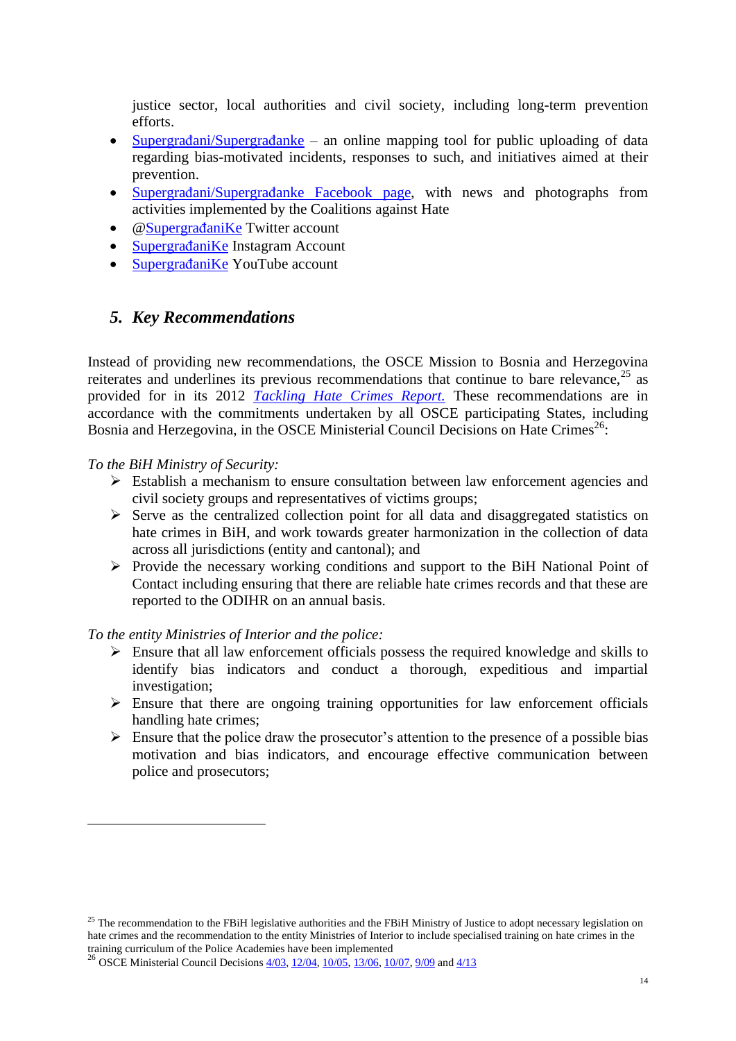justice sector, local authorities and civil society, including long-term prevention efforts.

- Supergrađani/Supergrađanke – an online mapping tool for public uploading of data regarding bias-motivated incidents, responses to such, and initiatives aimed at their prevention.
- Supergrađani/Supergrađanke Facebook page, with news and photographs from activities implemented by the Coalitions against Hate
- @SupergrađaniKe Twitter account
- SupergrađaniKe Instagram Account
- SupergrađaniKe YouTube account

## 5. *Key Recommendations*

Instead of providing new recommendations, the OSCE Mission to Bosnia and Herzegovina reiterates and underlines its previous recommendations that continue to bare relevance,[25] as provided for in its 2012 *Tackling Hate Crimes Report.* These recommendations are in accordance with the commitments undertaken by all OSCE participating States, including Bosnia and Herzegovina, in the OSCE Ministerial Council Decisions on Hate Crimes[26]:

*To the BiH Ministry of Security:*

- Establish a mechanism to ensure consultation between law enforcement agencies and civil society groups and representatives of victims groups;
- Serve as the centralized collection point for all data and disaggregated statistics on hate crimes in BiH, and work towards greater harmonization in the collection of data across all jurisdictions (entity and cantonal); and
- Provide the necessary working conditions and support to the BiH National Point of Contact including ensuring that there are reliable hate crimes records and that these are reported to the ODIHR on an annual basis.

*To the entity Ministries of Interior and the police:*

- Ensure that all law enforcement officials possess the required knowledge and skills to identify bias indicators and conduct a thorough, expeditious and impartial investigation;
- Ensure that there are ongoing training opportunities for law enforcement officials handling hate crimes;
- Ensure that the police draw the prosecutor's attention to the presence of a possible bias motivation and bias indicators, and encourage effective communication between police and prosecutors;

---

[25] The recommendation to the FBiH legislative authorities and the FBiH Ministry of Justice to adopt necessary legislation on hate crimes and the recommendation to the entity Ministries of Interior to include specialised training on hate crimes in the training curriculum of the Police Academies have been implemented

[26] OSCE Ministerial Council Decisions 4/03, 12/04, 10/05, 13/06, 10/07, 9/09 and 4/13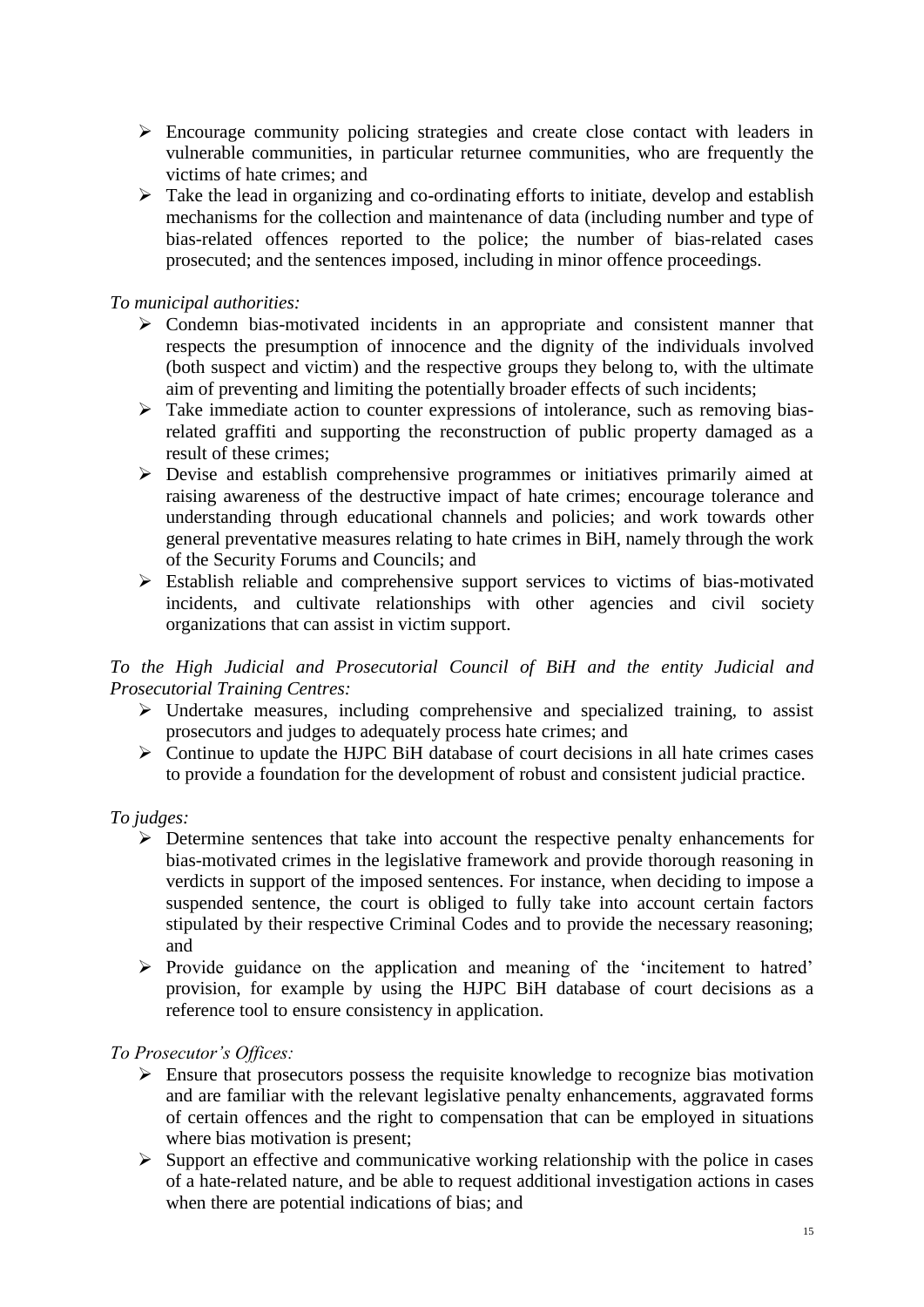- Encourage community policing strategies and create close contact with leaders in vulnerable communities, in particular returnee communities, who are frequently the victims of hate crimes; and
- Take the lead in organizing and co-ordinating efforts to initiate, develop and establish mechanisms for the collection and maintenance of data (including number and type of bias-related offences reported to the police; the number of bias-related cases prosecuted; and the sentences imposed, including in minor offence proceedings.

*To municipal authorities:*

- Condemn bias-motivated incidents in an appropriate and consistent manner that respects the presumption of innocence and the dignity of the individuals involved (both suspect and victim) and the respective groups they belong to, with the ultimate aim of preventing and limiting the potentially broader effects of such incidents;
- Take immediate action to counter expressions of intolerance, such as removing bias-related graffiti and supporting the reconstruction of public property damaged as a result of these crimes;
- Devise and establish comprehensive programmes or initiatives primarily aimed at raising awareness of the destructive impact of hate crimes; encourage tolerance and understanding through educational channels and policies; and work towards other general preventative measures relating to hate crimes in BiH, namely through the work of the Security Forums and Councils; and
- Establish reliable and comprehensive support services to victims of bias-motivated incidents, and cultivate relationships with other agencies and civil society organizations that can assist in victim support.

*To the High Judicial and Prosecutorial Council of BiH and the entity Judicial and Prosecutorial Training Centres:*

- Undertake measures, including comprehensive and specialized training, to assist prosecutors and judges to adequately process hate crimes; and
- Continue to update the HJPC BiH database of court decisions in all hate crimes cases to provide a foundation for the development of robust and consistent judicial practice.

*To judges:*

- Determine sentences that take into account the respective penalty enhancements for bias-motivated crimes in the legislative framework and provide thorough reasoning in verdicts in support of the imposed sentences. For instance, when deciding to impose a suspended sentence, the court is obliged to fully take into account certain factors stipulated by their respective Criminal Codes and to provide the necessary reasoning; and
- Provide guidance on the application and meaning of the 'incitement to hatred' provision, for example by using the HJPC BiH database of court decisions as a reference tool to ensure consistency in application.

*To Prosecutor's Offices:*

- Ensure that prosecutors possess the requisite knowledge to recognize bias motivation and are familiar with the relevant legislative penalty enhancements, aggravated forms of certain offences and the right to compensation that can be employed in situations where bias motivation is present;
- Support an effective and communicative working relationship with the police in cases of a hate-related nature, and be able to request additional investigation actions in cases when there are potential indications of bias; and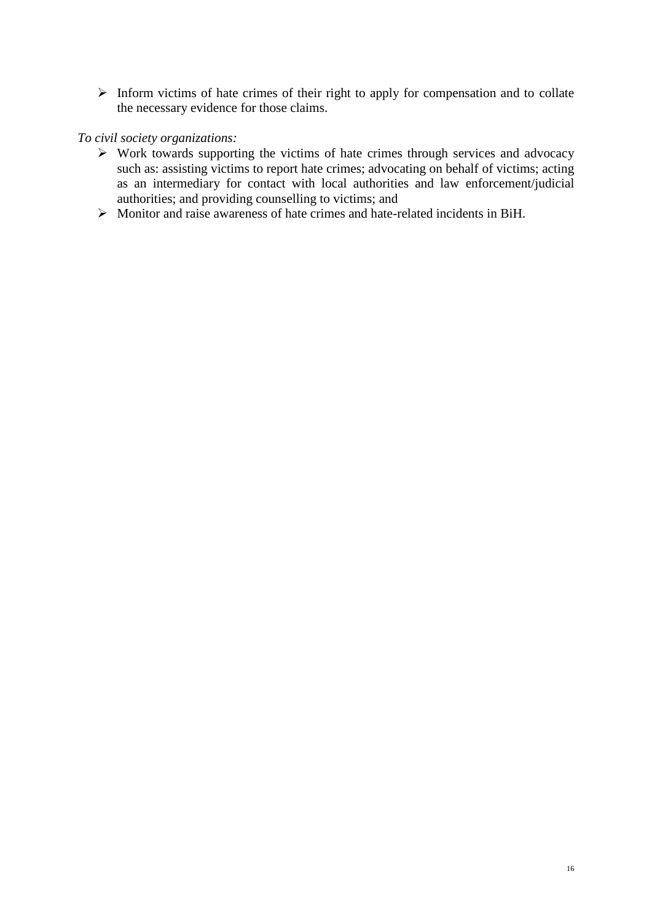- Inform victims of hate crimes of their right to apply for compensation and to collate the necessary evidence for those claims.

*To civil society organizations:*

- Work towards supporting the victims of hate crimes through services and advocacy such as: assisting victims to report hate crimes; advocating on behalf of victims; acting as an intermediary for contact with local authorities and law enforcement/judicial authorities; and providing counselling to victims; and
- Monitor and raise awareness of hate crimes and hate-related incidents in BiH.